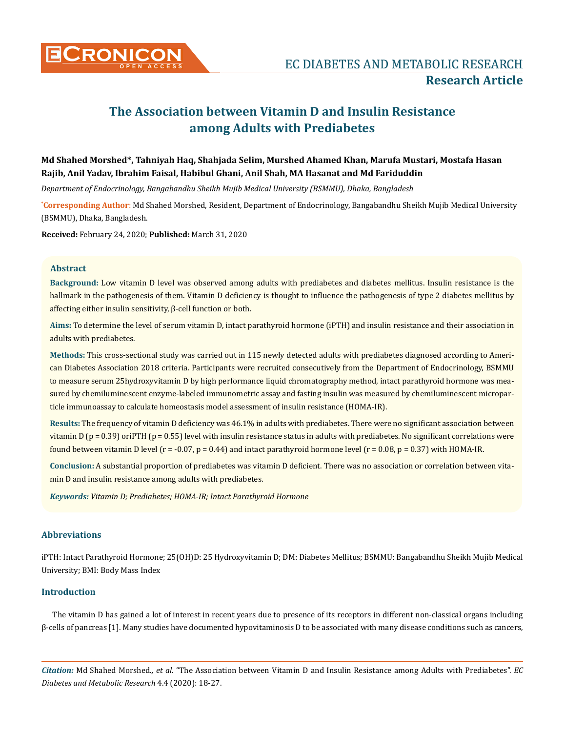# The Association between Vitamin D and Insulin Resistance among Adults with Prediabetes

**Md Shahed Morshed\*, Tahniyah Haq, Shahjada Selim, Murshed Ahamed Khan, Marufa Mustari, Mostafa Hasan Rajib, Anil Yadav, Ibrahim Faisal, Habibul Ghani, Anil Shah, MA Hasanat and Md Fariduddin**

*Department of Endocrinology, Bangabandhu Sheikh Mujib Medical University (BSMMU), Dhaka, Bangladesh*

**\*Corresponding Author:** Md Shahed Morshed, Resident, Department of Endocrinology, Bangabandhu Sheikh Mujib Medical University (BSMMU), Dhaka, Bangladesh.

**Received:** February 24, 2020; **Published:** March 31, 2020

## Abstract

**Background:** Low vitamin D level was observed among adults with prediabetes and diabetes mellitus. Insulin resistance is the hallmark in the pathogenesis of them. Vitamin D deficiency is thought to influence the pathogenesis of type 2 diabetes mellitus by affecting either insulin sensitivity, β-cell function or both.

**Aims:** To determine the level of serum vitamin D, intact parathyroid hormone (iPTH) and insulin resistance and their association in adults with prediabetes.

**Methods:** This cross-sectional study was carried out in 115 newly detected adults with prediabetes diagnosed according to American Diabetes Association 2018 criteria. Participants were recruited consecutively from the Department of Endocrinology, BSMMU to measure serum 25hydroxyvitamin D by high performance liquid chromatography method, intact parathyroid hormone was measured by chemiluminescent enzyme-labeled immunometric assay and fasting insulin was measured by chemiluminescent microparticle immunoassay to calculate homeostasis model assessment of insulin resistance (HOMA-IR).

**Results:** The frequency of vitamin D deficiency was 46.1% in adults with prediabetes. There were no significant association between vitamin D ($p = 0.39$) oriPTH ($p = 0.55$) level with insulin resistance status in adults with prediabetes. No significant correlations were found between vitamin D level ($r = -0.07$, $p = 0.44$) and intact parathyroid hormone level ($r = 0.08$, $p = 0.37$) with HOMA-IR.

**Conclusion:** A substantial proportion of prediabetes was vitamin D deficient. There was no association or correlation between vitamin D and insulin resistance among adults with prediabetes.

***Keywords:*** *Vitamin D; Prediabetes; HOMA-IR; Intact Parathyroid Hormone*

## Abbreviations

iPTH: Intact Parathyroid Hormone; 25(OH)D: 25 Hydroxyvitamin D; DM: Diabetes Mellitus; BSMMU: Bangabandhu Sheikh Mujib Medical University; BMI: Body Mass Index

## Introduction

The vitamin D has gained a lot of interest in recent years due to presence of its receptors in different non-classical organs including β-cells of pancreas [1]. Many studies have documented hypovitaminosis D to be associated with many disease conditions such as cancers,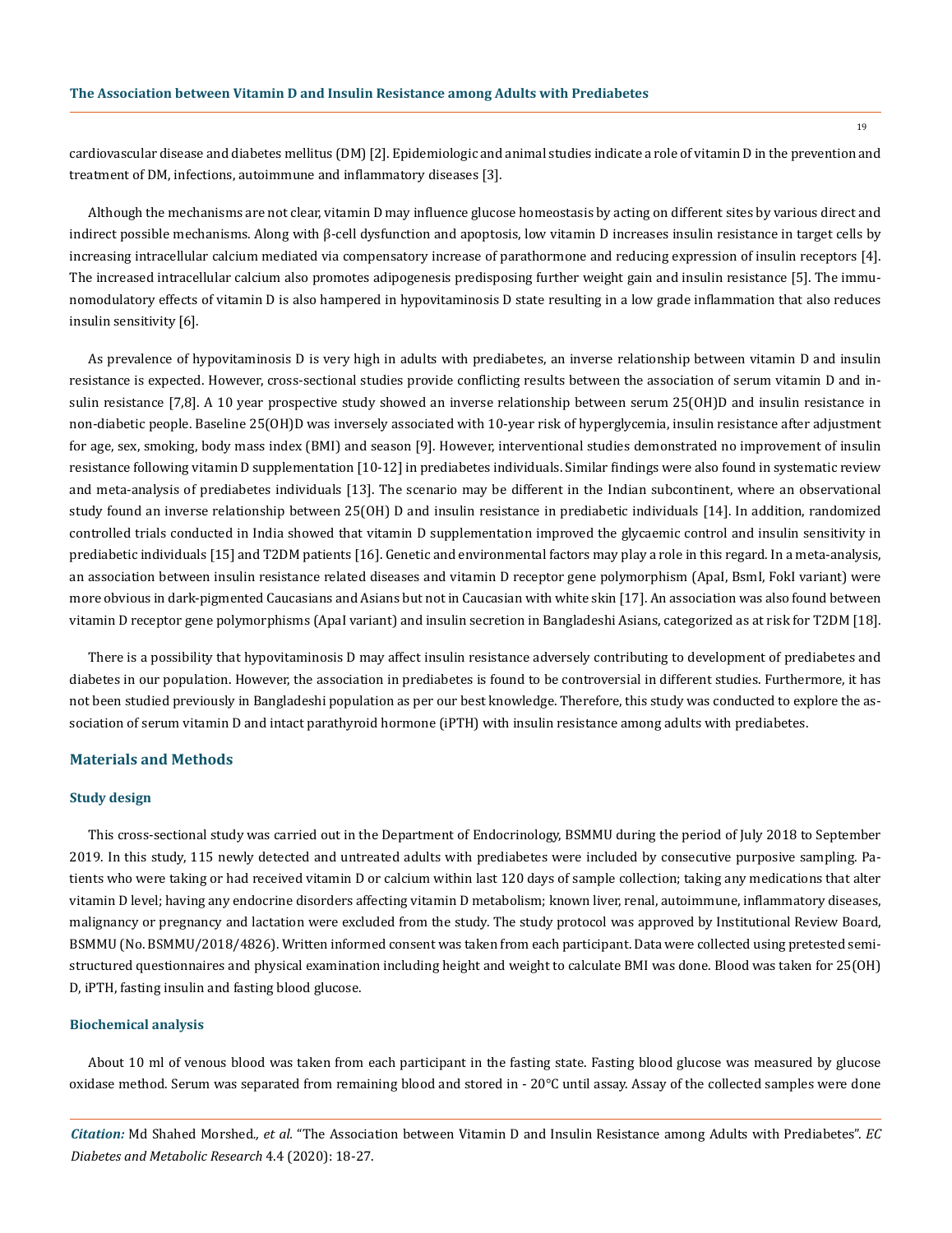cardiovascular disease and diabetes mellitus (DM) [2]. Epidemiologic and animal studies indicate a role of vitamin D in the prevention and treatment of DM, infections, autoimmune and inflammatory diseases [3].

Although the mechanisms are not clear, vitamin D may influence glucose homeostasis by acting on different sites by various direct and indirect possible mechanisms. Along with β-cell dysfunction and apoptosis, low vitamin D increases insulin resistance in target cells by increasing intracellular calcium mediated via compensatory increase of parathormone and reducing expression of insulin receptors [4]. The increased intracellular calcium also promotes adipogenesis predisposing further weight gain and insulin resistance [5]. The immunomodulatory effects of vitamin D is also hampered in hypovitaminosis D state resulting in a low grade inflammation that also reduces insulin sensitivity [6].

As prevalence of hypovitaminosis D is very high in adults with prediabetes, an inverse relationship between vitamin D and insulin resistance is expected. However, cross-sectional studies provide conflicting results between the association of serum vitamin D and insulin resistance [7,8]. A 10 year prospective study showed an inverse relationship between serum 25(OH)D and insulin resistance in non-diabetic people. Baseline 25(OH)D was inversely associated with 10-year risk of hyperglycemia, insulin resistance after adjustment for age, sex, smoking, body mass index (BMI) and season [9]. However, interventional studies demonstrated no improvement of insulin resistance following vitamin D supplementation [10-12] in prediabetes individuals. Similar findings were also found in systematic review and meta-analysis of prediabetes individuals [13]. The scenario may be different in the Indian subcontinent, where an observational study found an inverse relationship between 25(OH) D and insulin resistance in prediabetic individuals [14]. In addition, randomized controlled trials conducted in India showed that vitamin D supplementation improved the glycaemic control and insulin sensitivity in prediabetic individuals [15] and T2DM patients [16]. Genetic and environmental factors may play a role in this regard. In a meta-analysis, an association between insulin resistance related diseases and vitamin D receptor gene polymorphism (ApaI, BsmI, FokI variant) were more obvious in dark-pigmented Caucasians and Asians but not in Caucasian with white skin [17]. An association was also found between vitamin D receptor gene polymorphisms (ApaI variant) and insulin secretion in Bangladeshi Asians, categorized as at risk for T2DM [18].

There is a possibility that hypovitaminosis D may affect insulin resistance adversely contributing to development of prediabetes and diabetes in our population. However, the association in prediabetes is found to be controversial in different studies. Furthermore, it has not been studied previously in Bangladeshi population as per our best knowledge. Therefore, this study was conducted to explore the association of serum vitamin D and intact parathyroid hormone (iPTH) with insulin resistance among adults with prediabetes.

## Materials and Methods

### Study design

This cross-sectional study was carried out in the Department of Endocrinology, BSMMU during the period of July 2018 to September 2019. In this study, 115 newly detected and untreated adults with prediabetes were included by consecutive purposive sampling. Patients who were taking or had received vitamin D or calcium within last 120 days of sample collection; taking any medications that alter vitamin D level; having any endocrine disorders affecting vitamin D metabolism; known liver, renal, autoimmune, inflammatory diseases, malignancy or pregnancy and lactation were excluded from the study. The study protocol was approved by Institutional Review Board, BSMMU (No. BSMMU/2018/4826). Written informed consent was taken from each participant. Data were collected using pretested semi-structured questionnaires and physical examination including height and weight to calculate BMI was done. Blood was taken for 25(OH) D, iPTH, fasting insulin and fasting blood glucose.

### Biochemical analysis

About 10 ml of venous blood was taken from each participant in the fasting state. Fasting blood glucose was measured by glucose oxidase method. Serum was separated from remaining blood and stored in - 20°C until assay. Assay of the collected samples were done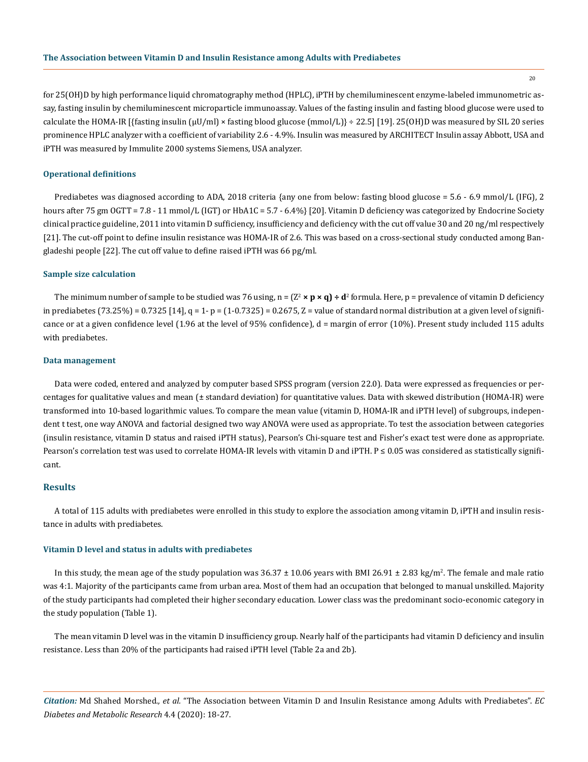for 25(OH)D by high performance liquid chromatography method (HPLC), iPTH by chemiluminescent enzyme-labeled immunometric assay, fasting insulin by chemiluminescent microparticle immunoassay. Values of the fasting insulin and fasting blood glucose were used to calculate the HOMA-IR [{fasting insulin (μU/ml) × fasting blood glucose (mmol/L)} ÷ 22.5] [19]. 25(OH)D was measured by SIL 20 series prominence HPLC analyzer with a coefficient of variability 2.6 - 4.9%. Insulin was measured by ARCHITECT Insulin assay Abbott, USA and iPTH was measured by Immulite 2000 systems Siemens, USA analyzer.

### Operational definitions

Prediabetes was diagnosed according to ADA, 2018 criteria {any one from below: fasting blood glucose = 5.6 - 6.9 mmol/L (IFG), 2 hours after 75 gm OGTT = 7.8 - 11 mmol/L (IGT) or HbA1C = 5.7 - 6.4%} [20]. Vitamin D deficiency was categorized by Endocrine Society clinical practice guideline, 2011 into vitamin D sufficiency, insufficiency and deficiency with the cut off value 30 and 20 ng/ml respectively [21]. The cut-off point to define insulin resistance was HOMA-IR of 2.6. This was based on a cross-sectional study conducted among Bangladeshi people [22]. The cut off value to define raised iPTH was 66 pg/ml.

### Sample size calculation

The minimum number of sample to be studied was 76 using, $n = (Z^2 \times p \times q) \div d^2$ formula. Here, p = prevalence of vitamin D deficiency in prediabetes (73.25%) = 0.7325 [14], q = 1- p = (1-0.7325) = 0.2675, Z = value of standard normal distribution at a given level of significance or at a given confidence level (1.96 at the level of 95% confidence), d = margin of error (10%). Present study included 115 adults with prediabetes.

### Data management

Data were coded, entered and analyzed by computer based SPSS program (version 22.0). Data were expressed as frequencies or percentages for qualitative values and mean (± standard deviation) for quantitative values. Data with skewed distribution (HOMA-IR) were transformed into 10-based logarithmic values. To compare the mean value (vitamin D, HOMA-IR and iPTH level) of subgroups, independent t test, one way ANOVA and factorial designed two way ANOVA were used as appropriate. To test the association between categories (insulin resistance, vitamin D status and raised iPTH status), Pearson's Chi-square test and Fisher's exact test were done as appropriate. Pearson's correlation test was used to correlate HOMA-IR levels with vitamin D and iPTH. $P \leq 0.05$ was considered as statistically significant.

## Results

A total of 115 adults with prediabetes were enrolled in this study to explore the association among vitamin D, iPTH and insulin resistance in adults with prediabetes.

### Vitamin D level and status in adults with prediabetes

In this study, the mean age of the study population was 36.37 ± 10.06 years with BMI 26.91 ± 2.83 kg/m$^2$. The female and male ratio was 4:1. Majority of the participants came from urban area. Most of them had an occupation that belonged to manual unskilled. Majority of the study participants had completed their higher secondary education. Lower class was the predominant socio-economic category in the study population (Table 1).

The mean vitamin D level was in the vitamin D insufficiency group. Nearly half of the participants had vitamin D deficiency and insulin resistance. Less than 20% of the participants had raised iPTH level (Table 2a and 2b).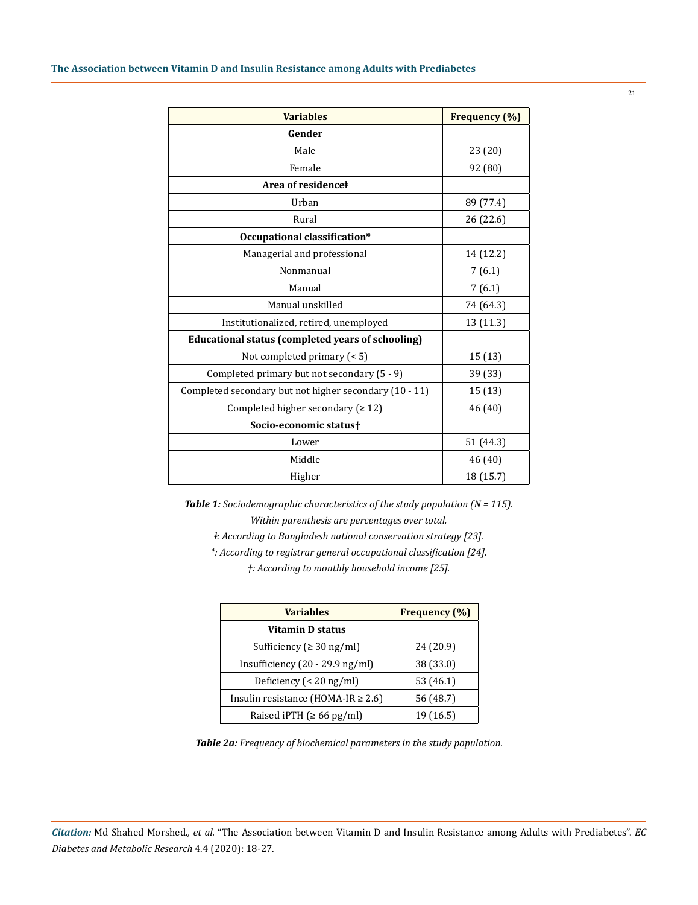| Variables | Frequency (%) |
|---|---|
| **Gender** | |
| Male | 23 (20) |
| Female | 92 (80) |
| **Area of residenceƗ** | |
| Urban | 89 (77.4) |
| Rural | 26 (22.6) |
| **Occupational classification*** | |
| Managerial and professional | 14 (12.2) |
| Nonmanual | 7 (6.1) |
| Manual | 7 (6.1) |
| Manual unskilled | 74 (64.3) |
| Institutionalized, retired, unemployed | 13 (11.3) |
| **Educational status (completed years of schooling)** | |
| Not completed primary (< 5) | 15 (13) |
| Completed primary but not secondary (5 - 9) | 39 (33) |
| Completed secondary but not higher secondary (10 - 11) | 15 (13) |
| Completed higher secondary (≥ 12) | 46 (40) |
| **Socio-economic status†** | |
| Lower | 51 (44.3) |
| Middle | 46 (40) |
| Higher | 18 (15.7) |

***Table 1:*** *Sociodemographic characteristics of the study population (N = 115).*

*Within parenthesis are percentages over total.*

*Ɨ: According to Bangladesh national conservation strategy [23].*

**: According to registrar general occupational classification [24].*

*†: According to monthly household income [25].*

| Variables | Frequency (%) |
|---|---|
| **Vitamin D status** | |
| Sufficiency (≥ 30 ng/ml) | 24 (20.9) |
| Insufficiency (20 - 29.9 ng/ml) | 38 (33.0) |
| Deficiency (< 20 ng/ml) | 53 (46.1) |
| Insulin resistance (HOMA-IR ≥ 2.6) | 56 (48.7) |
| Raised iPTH (≥ 66 pg/ml) | 19 (16.5) |

***Table 2a:*** *Frequency of biochemical parameters in the study population.*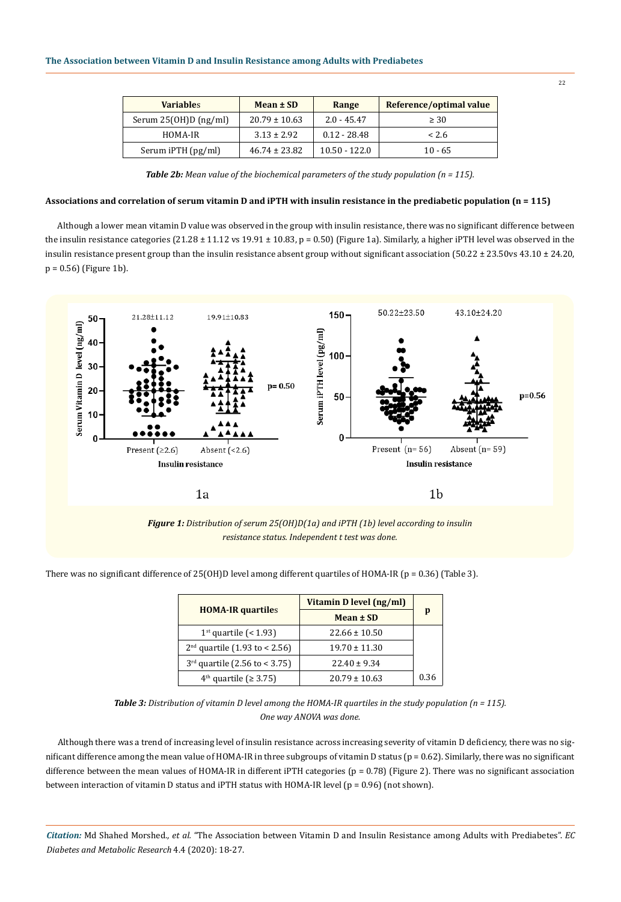| Variables | Mean ± SD | Range | Reference/optimal value |
|---|---|---|---|
| Serum 25(OH)D (ng/ml) | 20.79 ± 10.63 | 2.0 - 45.47 | ≥ 30 |
| HOMA-IR | 3.13 ± 2.92 | 0.12 - 28.48 | < 2.6 |
| Serum iPTH (pg/ml) | 46.74 ± 23.82 | 10.50 - 122.0 | 10 - 65 |

***Table 2b:** Mean value of the biochemical parameters of the study population (n = 115).*

**Associations and correlation of serum vitamin D and iPTH with insulin resistance in the prediabetic population (n = 115)**

Although a lower mean vitamin D value was observed in the group with insulin resistance, there was no significant difference between the insulin resistance categories (21.28 ± 11.12 vs 19.91 ± 10.83, p = 0.50) (Figure 1a). Similarly, a higher iPTH level was observed in the insulin resistance present group than the insulin resistance absent group without significant association (50.22 ± 23.50vs 43.10 ± 24.20, p = 0.56) (Figure 1b).

***Figure 1:** Distribution of serum 25(OH)D(1a) and iPTH (1b) level according to insulin resistance status. Independent t test was done.*

There was no significant difference of 25(OH)D level among different quartiles of HOMA-IR (p = 0.36) (Table 3).

| HOMA-IR quartiles | Vitamin D level (ng/ml) | p |
|---|---|---|
| | Mean ± SD | |
| 1st quartile (< 1.93) | 22.66 ± 10.50 | |
| 2nd quartile (1.93 to < 2.56) | 19.70 ± 11.30 | |
| 3rd quartile (2.56 to < 3.75) | 22.40 ± 9.34 | |
| 4th quartile (≥ 3.75) | 20.79 ± 10.63 | 0.36 |

***Table 3:** Distribution of vitamin D level among the HOMA-IR quartiles in the study population (n = 115). One way ANOVA was done.*

Although there was a trend of increasing level of insulin resistance across increasing severity of vitamin D deficiency, there was no significant difference among the mean value of HOMA-IR in three subgroups of vitamin D status (p = 0.62). Similarly, there was no significant difference between the mean values of HOMA-IR in different iPTH categories (p = 0.78) (Figure 2). There was no significant association between interaction of vitamin D status and iPTH status with HOMA-IR level (p = 0.96) (not shown).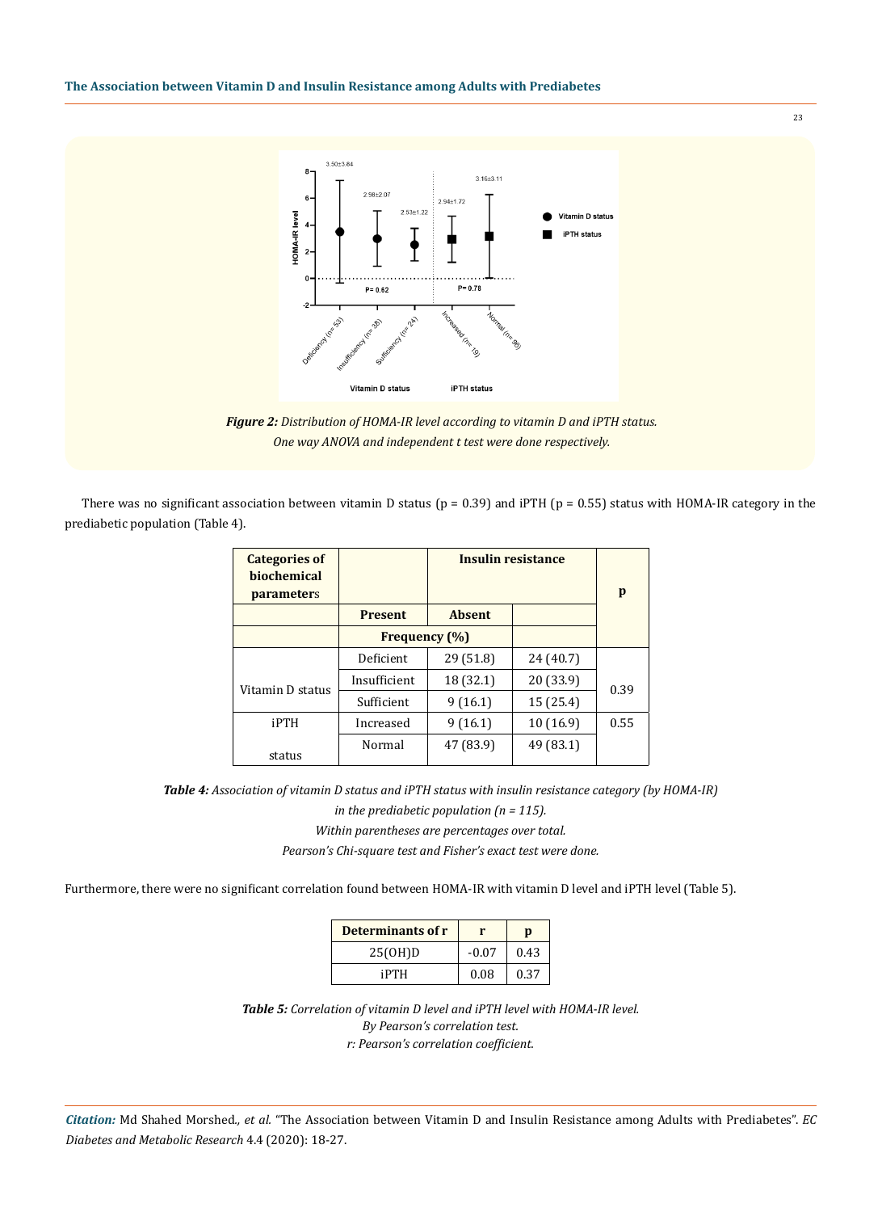*Figure 2: Distribution of HOMA-IR level according to vitamin D and iPTH status. One way ANOVA and independent t test were done respectively.*

There was no significant association between vitamin D status (p = 0.39) and iPTH (p = 0.55) status with HOMA-IR category in the prediabetic population (Table 4).

| Categories of biochemical parameters | | Insulin resistance | | p |
|---|---|---|---|---|
| | | Present | Absent | |
| | | Frequency (%) | | |
| Vitamin D status | Deficient | 29 (51.8) | 24 (40.7) | 0.39 |
| | Insufficient | 18 (32.1) | 20 (33.9) | |
| | Sufficient | 9 (16.1) | 15 (25.4) | |
| iPTH status | Increased | 9 (16.1) | 10 (16.9) | 0.55 |
| | Normal | 47 (83.9) | 49 (83.1) | |

*Table 4: Association of vitamin D status and iPTH status with insulin resistance category (by HOMA-IR) in the prediabetic population (n = 115).*
*Within parentheses are percentages over total.*
*Pearson's Chi-square test and Fisher's exact test were done.*

Furthermore, there were no significant correlation found between HOMA-IR with vitamin D level and iPTH level (Table 5).

| Determinants of r | r | p |
|---|---|---|
| 25(OH)D | -0.07 | 0.43 |
| iPTH | 0.08 | 0.37 |

*Table 5: Correlation of vitamin D level and iPTH level with HOMA-IR level.*
*By Pearson's correlation test.*
*r: Pearson's correlation coefficient.*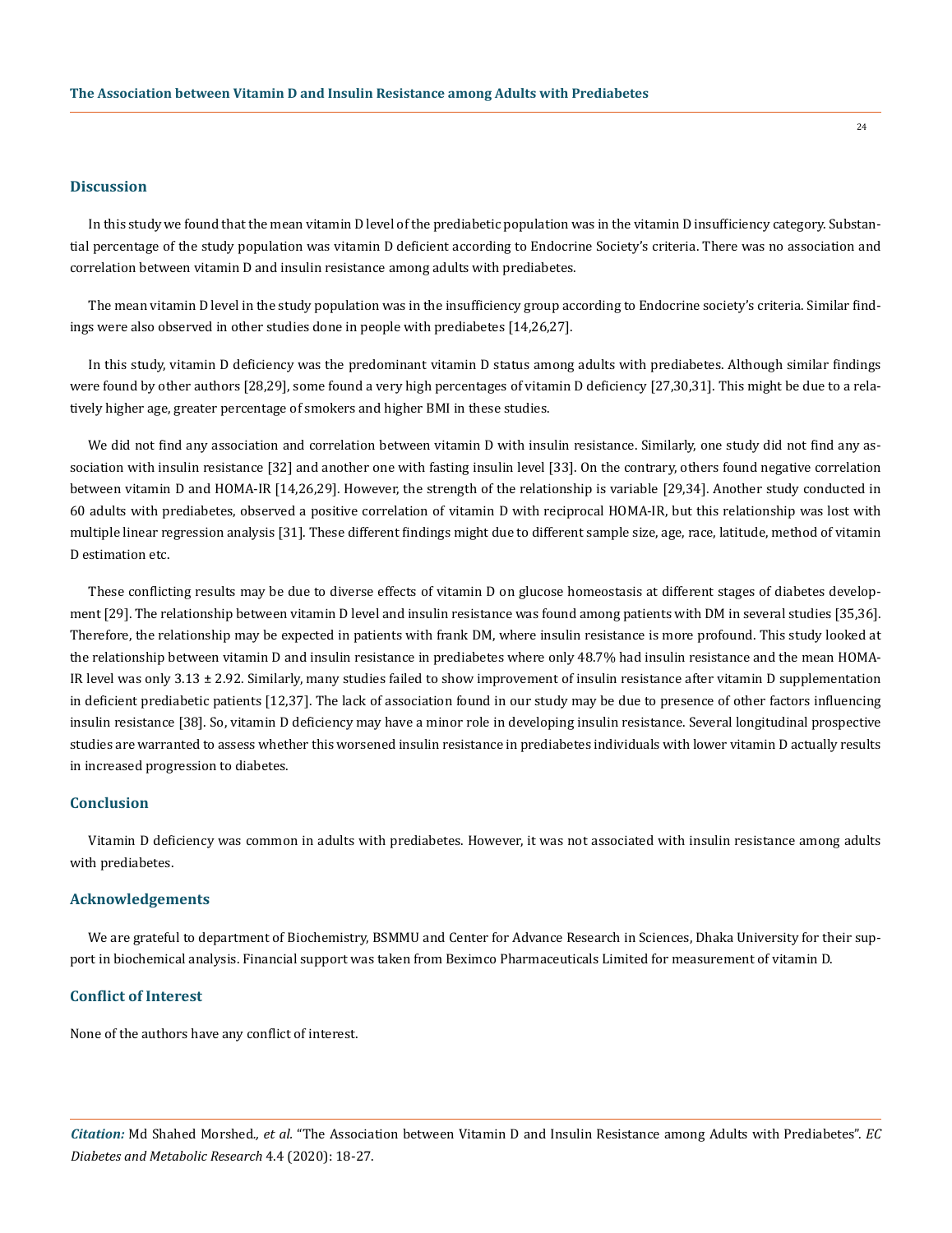## Discussion

In this study we found that the mean vitamin D level of the prediabetic population was in the vitamin D insufficiency category. Substantial percentage of the study population was vitamin D deficient according to Endocrine Society's criteria. There was no association and correlation between vitamin D and insulin resistance among adults with prediabetes.

The mean vitamin D level in the study population was in the insufficiency group according to Endocrine society's criteria. Similar findings were also observed in other studies done in people with prediabetes [14,26,27].

In this study, vitamin D deficiency was the predominant vitamin D status among adults with prediabetes. Although similar findings were found by other authors [28,29], some found a very high percentages of vitamin D deficiency [27,30,31]. This might be due to a relatively higher age, greater percentage of smokers and higher BMI in these studies.

We did not find any association and correlation between vitamin D with insulin resistance. Similarly, one study did not find any association with insulin resistance [32] and another one with fasting insulin level [33]. On the contrary, others found negative correlation between vitamin D and HOMA-IR [14,26,29]. However, the strength of the relationship is variable [29,34]. Another study conducted in 60 adults with prediabetes, observed a positive correlation of vitamin D with reciprocal HOMA-IR, but this relationship was lost with multiple linear regression analysis [31]. These different findings might due to different sample size, age, race, latitude, method of vitamin D estimation etc.

These conflicting results may be due to diverse effects of vitamin D on glucose homeostasis at different stages of diabetes development [29]. The relationship between vitamin D level and insulin resistance was found among patients with DM in several studies [35,36]. Therefore, the relationship may be expected in patients with frank DM, where insulin resistance is more profound. This study looked at the relationship between vitamin D and insulin resistance in prediabetes where only 48.7% had insulin resistance and the mean HOMA-IR level was only 3.13 ± 2.92. Similarly, many studies failed to show improvement of insulin resistance after vitamin D supplementation in deficient prediabetic patients [12,37]. The lack of association found in our study may be due to presence of other factors influencing insulin resistance [38]. So, vitamin D deficiency may have a minor role in developing insulin resistance. Several longitudinal prospective studies are warranted to assess whether this worsened insulin resistance in prediabetes individuals with lower vitamin D actually results in increased progression to diabetes.

## Conclusion

Vitamin D deficiency was common in adults with prediabetes. However, it was not associated with insulin resistance among adults with prediabetes.

## Acknowledgements

We are grateful to department of Biochemistry, BSMMU and Center for Advance Research in Sciences, Dhaka University for their support in biochemical analysis. Financial support was taken from Beximco Pharmaceuticals Limited for measurement of vitamin D.

## Conflict of Interest

None of the authors have any conflict of interest.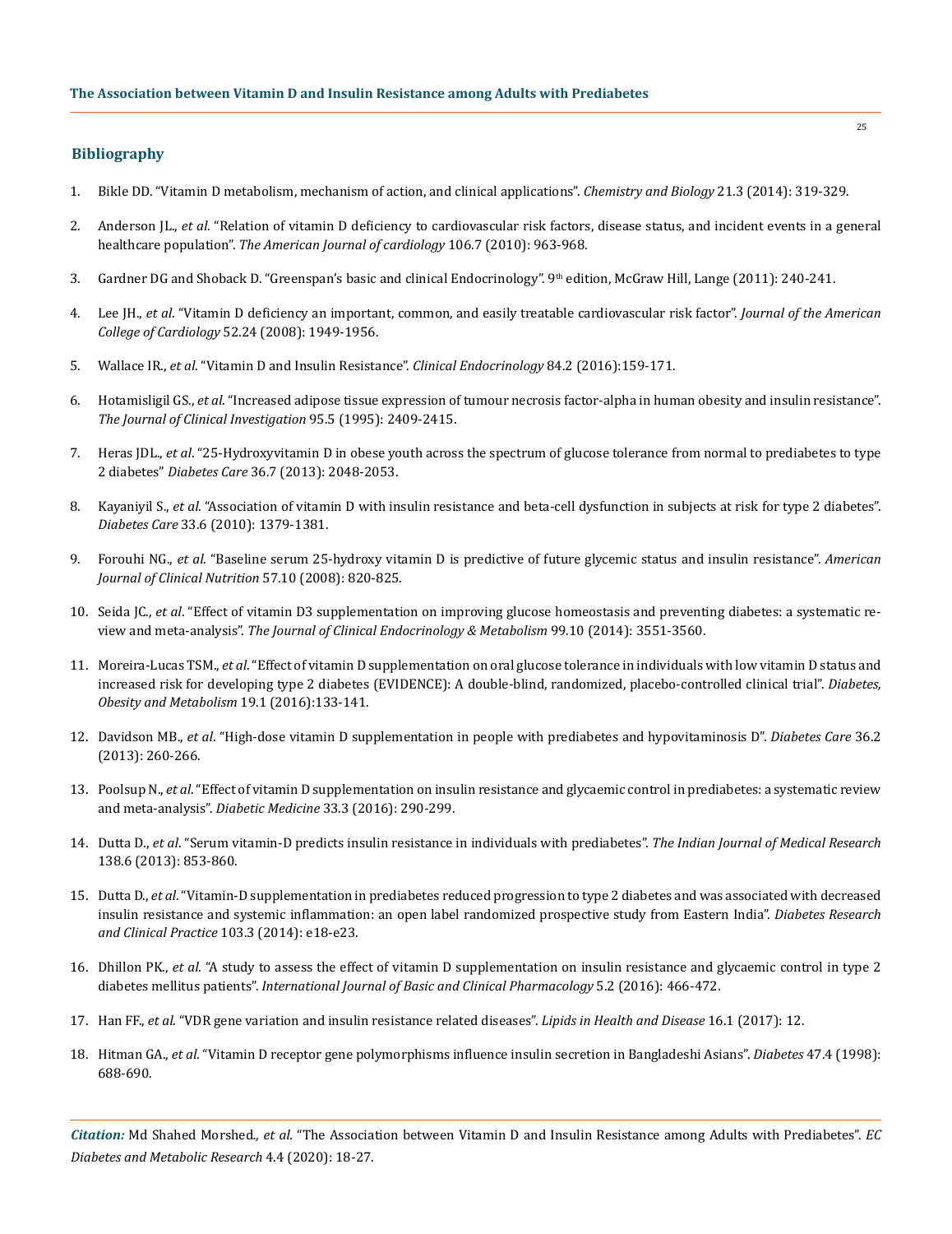## Bibliography

1. Bikle DD. "Vitamin D metabolism, mechanism of action, and clinical applications". *Chemistry and Biology* 21.3 (2014): 319-329.

2. Anderson JL., *et al*. "Relation of vitamin D deficiency to cardiovascular risk factors, disease status, and incident events in a general healthcare population". *The American Journal of cardiology* 106.7 (2010): 963-968.

3. Gardner DG and Shoback D. "Greenspan's basic and clinical Endocrinology". 9th edition, McGraw Hill, Lange (2011): 240-241.

4. Lee JH., *et al*. "Vitamin D deficiency an important, common, and easily treatable cardiovascular risk factor". *Journal of the American College of Cardiology* 52.24 (2008): 1949-1956.

5. Wallace IR., *et al*. "Vitamin D and Insulin Resistance". *Clinical Endocrinology* 84.2 (2016):159-171.

6. Hotamisligil GS., *et al*. "Increased adipose tissue expression of tumour necrosis factor-alpha in human obesity and insulin resistance". *The Journal of Clinical Investigation* 95.5 (1995): 2409-2415.

7. Heras JDL., *et al*. "25-Hydroxyvitamin D in obese youth across the spectrum of glucose tolerance from normal to prediabetes to type 2 diabetes" *Diabetes Care* 36.7 (2013): 2048-2053.

8. Kayaniyil S., *et al*. "Association of vitamin D with insulin resistance and beta-cell dysfunction in subjects at risk for type 2 diabetes". *Diabetes Care* 33.6 (2010): 1379-1381.

9. Forouhi NG., *et al*. "Baseline serum 25-hydroxy vitamin D is predictive of future glycemic status and insulin resistance". *American Journal of Clinical Nutrition* 57.10 (2008): 820-825.

10. Seida JC., *et al*. "Effect of vitamin D3 supplementation on improving glucose homeostasis and preventing diabetes: a systematic review and meta-analysis". *The Journal of Clinical Endocrinology & Metabolism* 99.10 (2014): 3551-3560.

11. Moreira-Lucas TSM., *et al*. "Effect of vitamin D supplementation on oral glucose tolerance in individuals with low vitamin D status and increased risk for developing type 2 diabetes (EVIDENCE): A double-blind, randomized, placebo-controlled clinical trial". *Diabetes, Obesity and Metabolism* 19.1 (2016):133-141.

12. Davidson MB., *et al*. "High-dose vitamin D supplementation in people with prediabetes and hypovitaminosis D". *Diabetes Care* 36.2 (2013): 260-266.

13. Poolsup N., *et al*. "Effect of vitamin D supplementation on insulin resistance and glycaemic control in prediabetes: a systematic review and meta-analysis". *Diabetic Medicine* 33.3 (2016): 290-299.

14. Dutta D., *et al*. "Serum vitamin-D predicts insulin resistance in individuals with prediabetes". *The Indian Journal of Medical Research* 138.6 (2013): 853-860.

15. Dutta D., *et al*. "Vitamin-D supplementation in prediabetes reduced progression to type 2 diabetes and was associated with decreased insulin resistance and systemic inflammation: an open label randomized prospective study from Eastern India". *Diabetes Research and Clinical Practice* 103.3 (2014): e18-e23.

16. Dhillon PK., *et al*. "A study to assess the effect of vitamin D supplementation on insulin resistance and glycaemic control in type 2 diabetes mellitus patients". *International Journal of Basic and Clinical Pharmacology* 5.2 (2016): 466-472.

17. Han FF., *et al*. "VDR gene variation and insulin resistance related diseases". *Lipids in Health and Disease* 16.1 (2017): 12.

18. Hitman GA., *et al*. "Vitamin D receptor gene polymorphisms influence insulin secretion in Bangladeshi Asians". *Diabetes* 47.4 (1998): 688-690.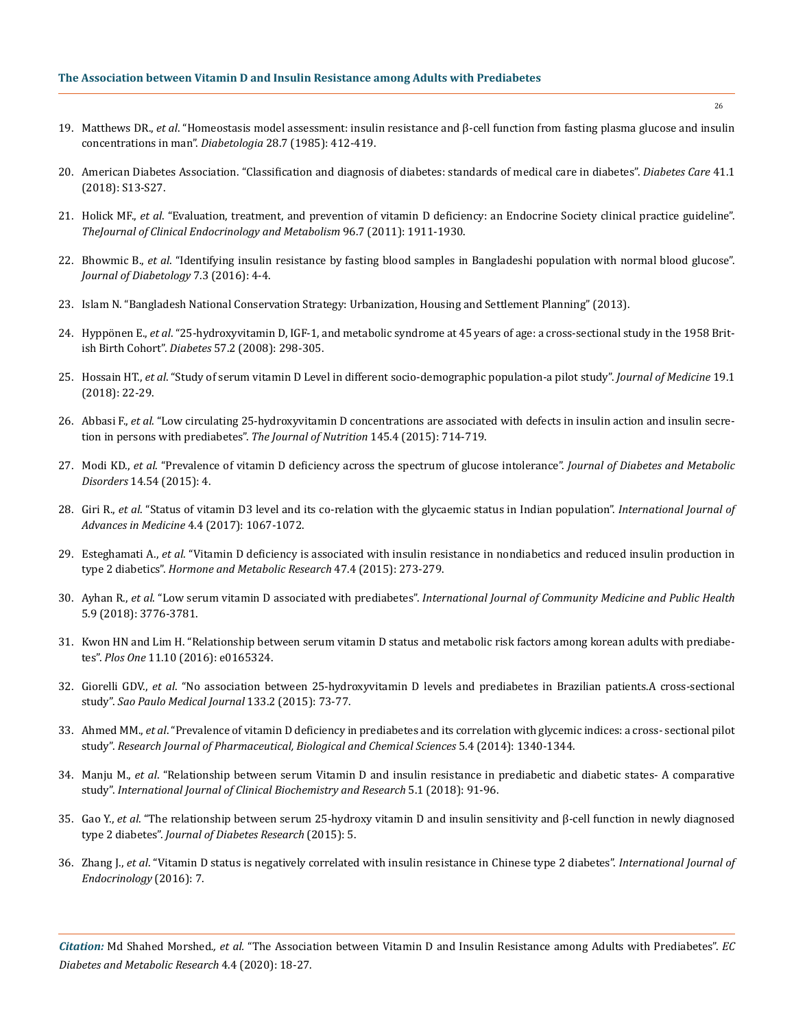19. Matthews DR., *et al*. "Homeostasis model assessment: insulin resistance and β-cell function from fasting plasma glucose and insulin concentrations in man". *Diabetologia* 28.7 (1985): 412-419.
20. American Diabetes Association. "Classification and diagnosis of diabetes: standards of medical care in diabetes". *Diabetes Care* 41.1 (2018): S13-S27.
21. Holick MF., *et al*. "Evaluation, treatment, and prevention of vitamin D deficiency: an Endocrine Society clinical practice guideline". *TheJournal of Clinical Endocrinology and Metabolism* 96.7 (2011): 1911-1930.
22. Bhowmic B., *et al*. "Identifying insulin resistance by fasting blood samples in Bangladeshi population with normal blood glucose". *Journal of Diabetology* 7.3 (2016): 4-4.
23. Islam N. "Bangladesh National Conservation Strategy: Urbanization, Housing and Settlement Planning" (2013).
24. Hyppönen E., *et al*. "25-hydroxyvitamin D, IGF-1, and metabolic syndrome at 45 years of age: a cross-sectional study in the 1958 British Birth Cohort". *Diabetes* 57.2 (2008): 298-305.
25. Hossain HT., *et al*. "Study of serum vitamin D Level in different socio-demographic population-a pilot study". *Journal of Medicine* 19.1 (2018): 22-29.
26. Abbasi F., *et al*. "Low circulating 25-hydroxyvitamin D concentrations are associated with defects in insulin action and insulin secretion in persons with prediabetes". *The Journal of Nutrition* 145.4 (2015): 714-719.
27. Modi KD., *et al*. "Prevalence of vitamin D deficiency across the spectrum of glucose intolerance". *Journal of Diabetes and Metabolic Disorders* 14.54 (2015): 4.
28. Giri R., *et al*. "Status of vitamin D3 level and its co-relation with the glycaemic status in Indian population". *International Journal of Advances in Medicine* 4.4 (2017): 1067-1072.
29. Esteghamati A., *et al*. "Vitamin D deficiency is associated with insulin resistance in nondiabetics and reduced insulin production in type 2 diabetics". *Hormone and Metabolic Research* 47.4 (2015): 273-279.
30. Ayhan R., *et al*. "Low serum vitamin D associated with prediabetes". *International Journal of Community Medicine and Public Health* 5.9 (2018): 3776-3781.
31. Kwon HN and Lim H. "Relationship between serum vitamin D status and metabolic risk factors among korean adults with prediabetes". *Plos One* 11.10 (2016): e0165324.
32. Giorelli GDV., *et al*. "No association between 25-hydroxyvitamin D levels and prediabetes in Brazilian patients.A cross-sectional study". *Sao Paulo Medical Journal* 133.2 (2015): 73-77.
33. Ahmed MM., *et al*. "Prevalence of vitamin D deficiency in prediabetes and its correlation with glycemic indices: a cross- sectional pilot study". *Research Journal of Pharmaceutical, Biological and Chemical Sciences* 5.4 (2014): 1340-1344.
34. Manju M., *et al*. "Relationship between serum Vitamin D and insulin resistance in prediabetic and diabetic states- A comparative study". *International Journal of Clinical Biochemistry and Research* 5.1 (2018): 91-96.
35. Gao Y., *et al*. "The relationship between serum 25-hydroxy vitamin D and insulin sensitivity and β-cell function in newly diagnosed type 2 diabetes". *Journal of Diabetes Research* (2015): 5.
36. Zhang J., *et al*. "Vitamin D status is negatively correlated with insulin resistance in Chinese type 2 diabetes". *International Journal of Endocrinology* (2016): 7.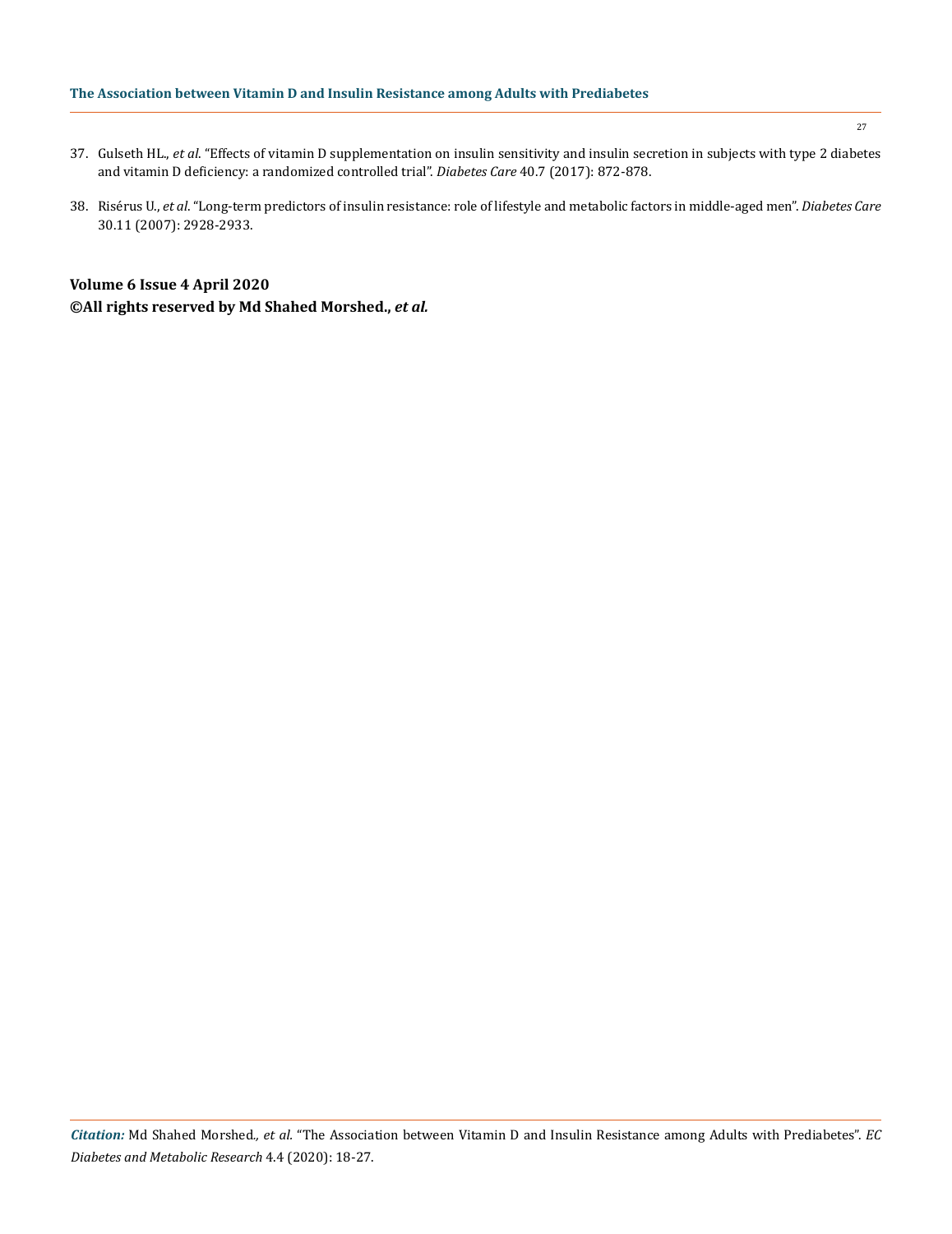37. Gulseth HL., *et al*. "Effects of vitamin D supplementation on insulin sensitivity and insulin secretion in subjects with type 2 diabetes and vitamin D deficiency: a randomized controlled trial". *Diabetes Care* 40.7 (2017): 872-878.

38. Risérus U., *et al*. "Long-term predictors of insulin resistance: role of lifestyle and metabolic factors in middle-aged men". *Diabetes Care* 30.11 (2007): 2928-2933.

**Volume 6 Issue 4 April 2020**
**©All rights reserved by Md Shahed Morshed., *et al.***